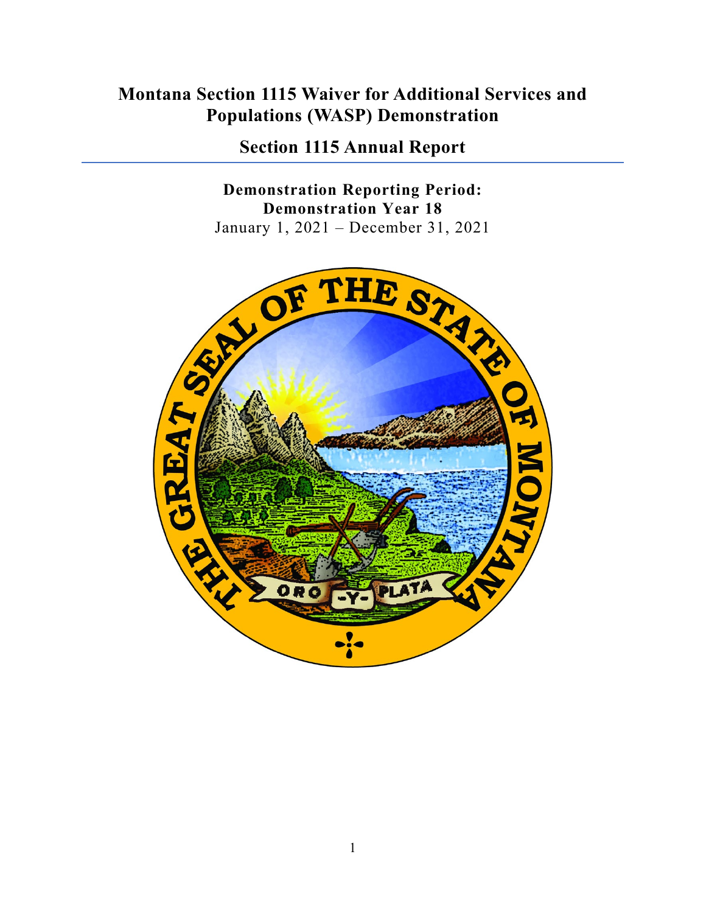# Montana Section 1115 Waiver for Additional Services and Populations (WASP) Demonstration

## Section 1115 Annual Report

**Demonstration Reporting Period:**
**Demonstration Year 18**
January 1, 2021 – December 31, 2021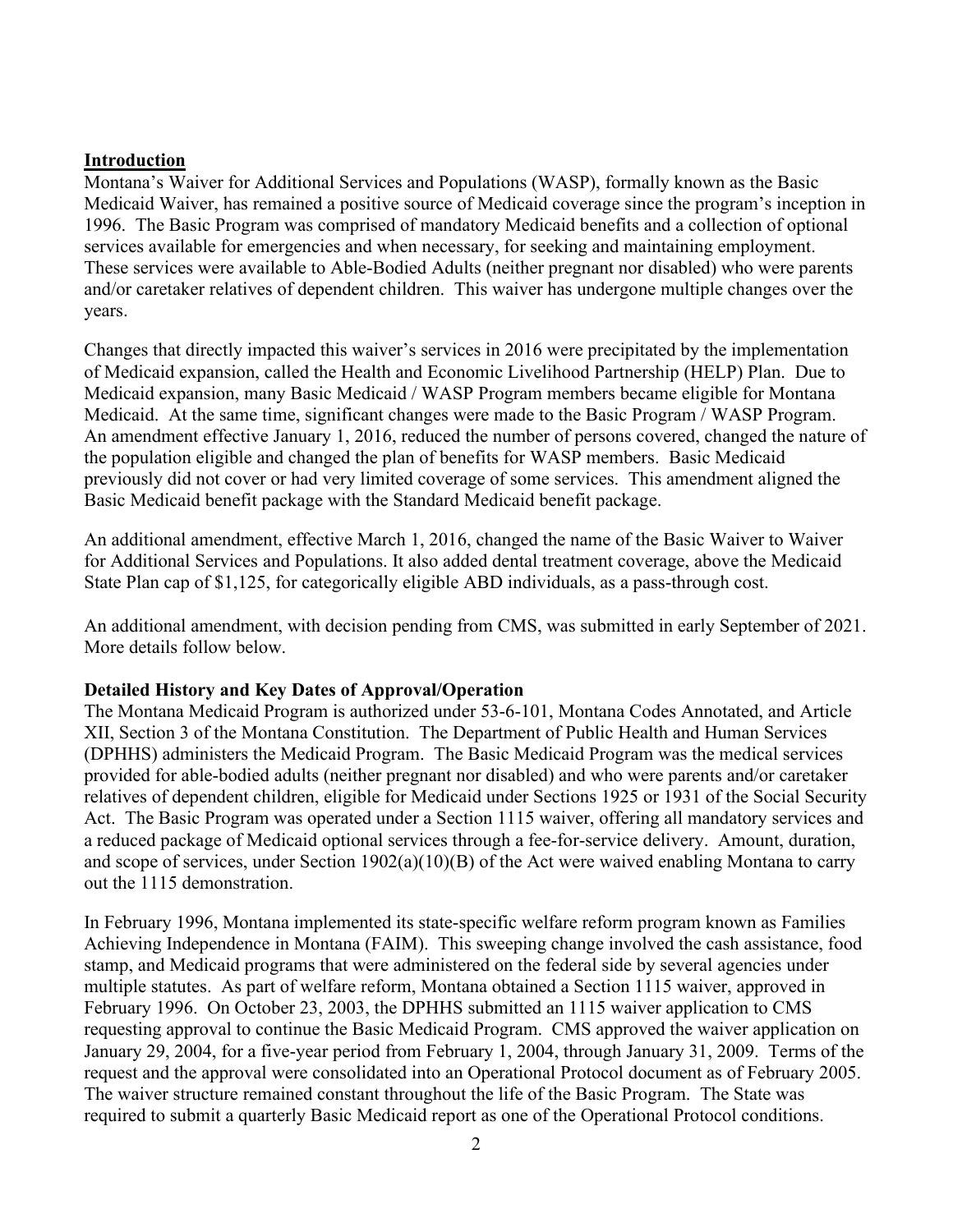## Introduction

Montana's Waiver for Additional Services and Populations (WASP), formally known as the Basic Medicaid Waiver, has remained a positive source of Medicaid coverage since the program's inception in 1996. The Basic Program was comprised of mandatory Medicaid benefits and a collection of optional services available for emergencies and when necessary, for seeking and maintaining employment. These services were available to Able-Bodied Adults (neither pregnant nor disabled) who were parents and/or caretaker relatives of dependent children. This waiver has undergone multiple changes over the years.

Changes that directly impacted this waiver's services in 2016 were precipitated by the implementation of Medicaid expansion, called the Health and Economic Livelihood Partnership (HELP) Plan. Due to Medicaid expansion, many Basic Medicaid / WASP Program members became eligible for Montana Medicaid. At the same time, significant changes were made to the Basic Program / WASP Program. An amendment effective January 1, 2016, reduced the number of persons covered, changed the nature of the population eligible and changed the plan of benefits for WASP members. Basic Medicaid previously did not cover or had very limited coverage of some services. This amendment aligned the Basic Medicaid benefit package with the Standard Medicaid benefit package.

An additional amendment, effective March 1, 2016, changed the name of the Basic Waiver to Waiver for Additional Services and Populations. It also added dental treatment coverage, above the Medicaid State Plan cap of $1,125, for categorically eligible ABD individuals, as a pass-through cost.

An additional amendment, with decision pending from CMS, was submitted in early September of 2021. More details follow below.

### Detailed History and Key Dates of Approval/Operation

The Montana Medicaid Program is authorized under 53-6-101, Montana Codes Annotated, and Article XII, Section 3 of the Montana Constitution. The Department of Public Health and Human Services (DPHHS) administers the Medicaid Program. The Basic Medicaid Program was the medical services provided for able-bodied adults (neither pregnant nor disabled) and who were parents and/or caretaker relatives of dependent children, eligible for Medicaid under Sections 1925 or 1931 of the Social Security Act. The Basic Program was operated under a Section 1115 waiver, offering all mandatory services and a reduced package of Medicaid optional services through a fee-for-service delivery. Amount, duration, and scope of services, under Section 1902(a)(10)(B) of the Act were waived enabling Montana to carry out the 1115 demonstration.

In February 1996, Montana implemented its state-specific welfare reform program known as Families Achieving Independence in Montana (FAIM). This sweeping change involved the cash assistance, food stamp, and Medicaid programs that were administered on the federal side by several agencies under multiple statutes. As part of welfare reform, Montana obtained a Section 1115 waiver, approved in February 1996. On October 23, 2003, the DPHHS submitted an 1115 waiver application to CMS requesting approval to continue the Basic Medicaid Program. CMS approved the waiver application on January 29, 2004, for a five-year period from February 1, 2004, through January 31, 2009. Terms of the request and the approval were consolidated into an Operational Protocol document as of February 2005. The waiver structure remained constant throughout the life of the Basic Program. The State was required to submit a quarterly Basic Medicaid report as one of the Operational Protocol conditions.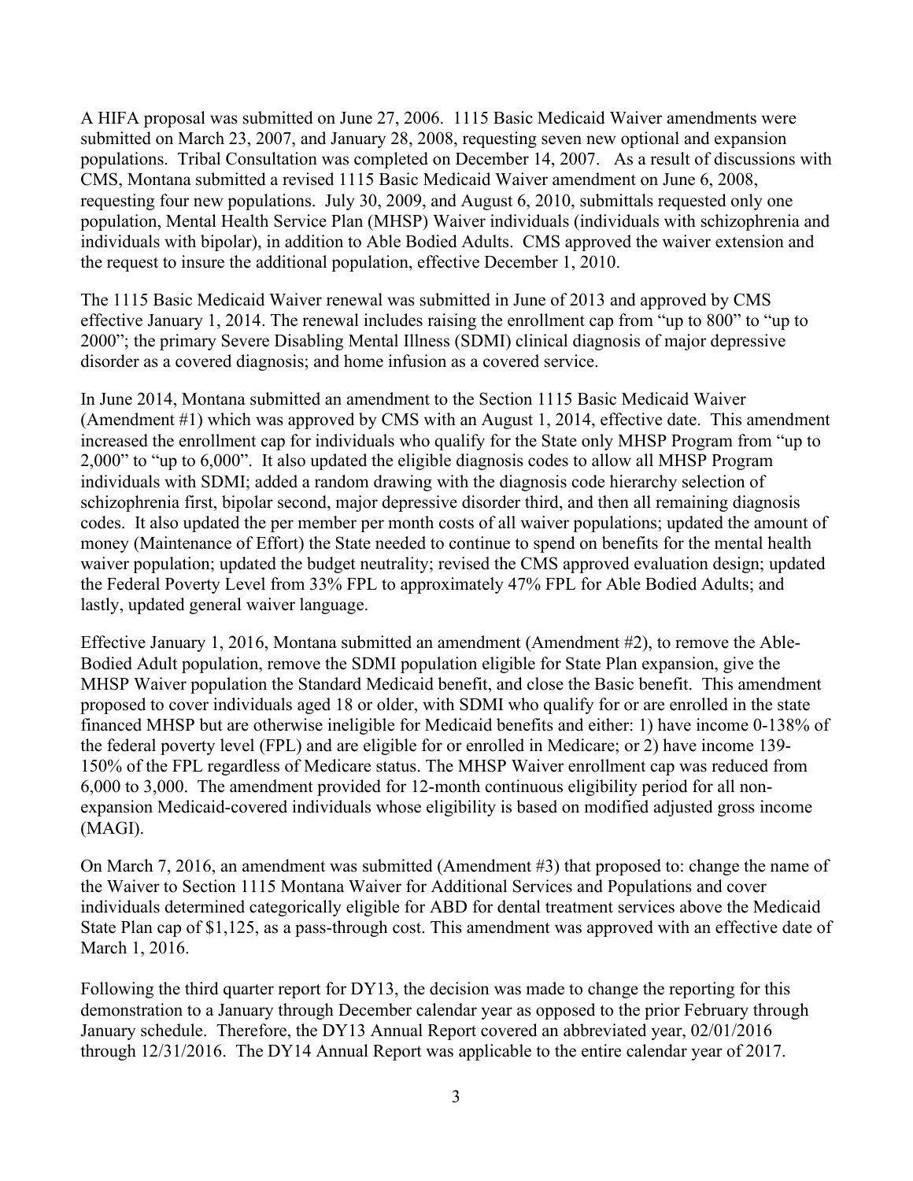A HIFA proposal was submitted on June 27, 2006. 1115 Basic Medicaid Waiver amendments were submitted on March 23, 2007, and January 28, 2008, requesting seven new optional and expansion populations. Tribal Consultation was completed on December 14, 2007. As a result of discussions with CMS, Montana submitted a revised 1115 Basic Medicaid Waiver amendment on June 6, 2008, requesting four new populations. July 30, 2009, and August 6, 2010, submittals requested only one population, Mental Health Service Plan (MHSP) Waiver individuals (individuals with schizophrenia and individuals with bipolar), in addition to Able Bodied Adults. CMS approved the waiver extension and the request to insure the additional population, effective December 1, 2010.

The 1115 Basic Medicaid Waiver renewal was submitted in June of 2013 and approved by CMS effective January 1, 2014. The renewal includes raising the enrollment cap from "up to 800" to "up to 2000"; the primary Severe Disabling Mental Illness (SDMI) clinical diagnosis of major depressive disorder as a covered diagnosis; and home infusion as a covered service.

In June 2014, Montana submitted an amendment to the Section 1115 Basic Medicaid Waiver (Amendment #1) which was approved by CMS with an August 1, 2014, effective date. This amendment increased the enrollment cap for individuals who qualify for the State only MHSP Program from "up to 2,000" to "up to 6,000". It also updated the eligible diagnosis codes to allow all MHSP Program individuals with SDMI; added a random drawing with the diagnosis code hierarchy selection of schizophrenia first, bipolar second, major depressive disorder third, and then all remaining diagnosis codes. It also updated the per member per month costs of all waiver populations; updated the amount of money (Maintenance of Effort) the State needed to continue to spend on benefits for the mental health waiver population; updated the budget neutrality; revised the CMS approved evaluation design; updated the Federal Poverty Level from 33% FPL to approximately 47% FPL for Able Bodied Adults; and lastly, updated general waiver language.

Effective January 1, 2016, Montana submitted an amendment (Amendment #2), to remove the Able-Bodied Adult population, remove the SDMI population eligible for State Plan expansion, give the MHSP Waiver population the Standard Medicaid benefit, and close the Basic benefit. This amendment proposed to cover individuals aged 18 or older, with SDMI who qualify for or are enrolled in the state financed MHSP but are otherwise ineligible for Medicaid benefits and either: 1) have income 0-138% of the federal poverty level (FPL) and are eligible for or enrolled in Medicare; or 2) have income 139-150% of the FPL regardless of Medicare status. The MHSP Waiver enrollment cap was reduced from 6,000 to 3,000. The amendment provided for 12-month continuous eligibility period for all non-expansion Medicaid-covered individuals whose eligibility is based on modified adjusted gross income (MAGI).

On March 7, 2016, an amendment was submitted (Amendment #3) that proposed to: change the name of the Waiver to Section 1115 Montana Waiver for Additional Services and Populations and cover individuals determined categorically eligible for ABD for dental treatment services above the Medicaid State Plan cap of $1,125, as a pass-through cost. This amendment was approved with an effective date of March 1, 2016.

Following the third quarter report for DY13, the decision was made to change the reporting for this demonstration to a January through December calendar year as opposed to the prior February through January schedule. Therefore, the DY13 Annual Report covered an abbreviated year, 02/01/2016 through 12/31/2016. The DY14 Annual Report was applicable to the entire calendar year of 2017.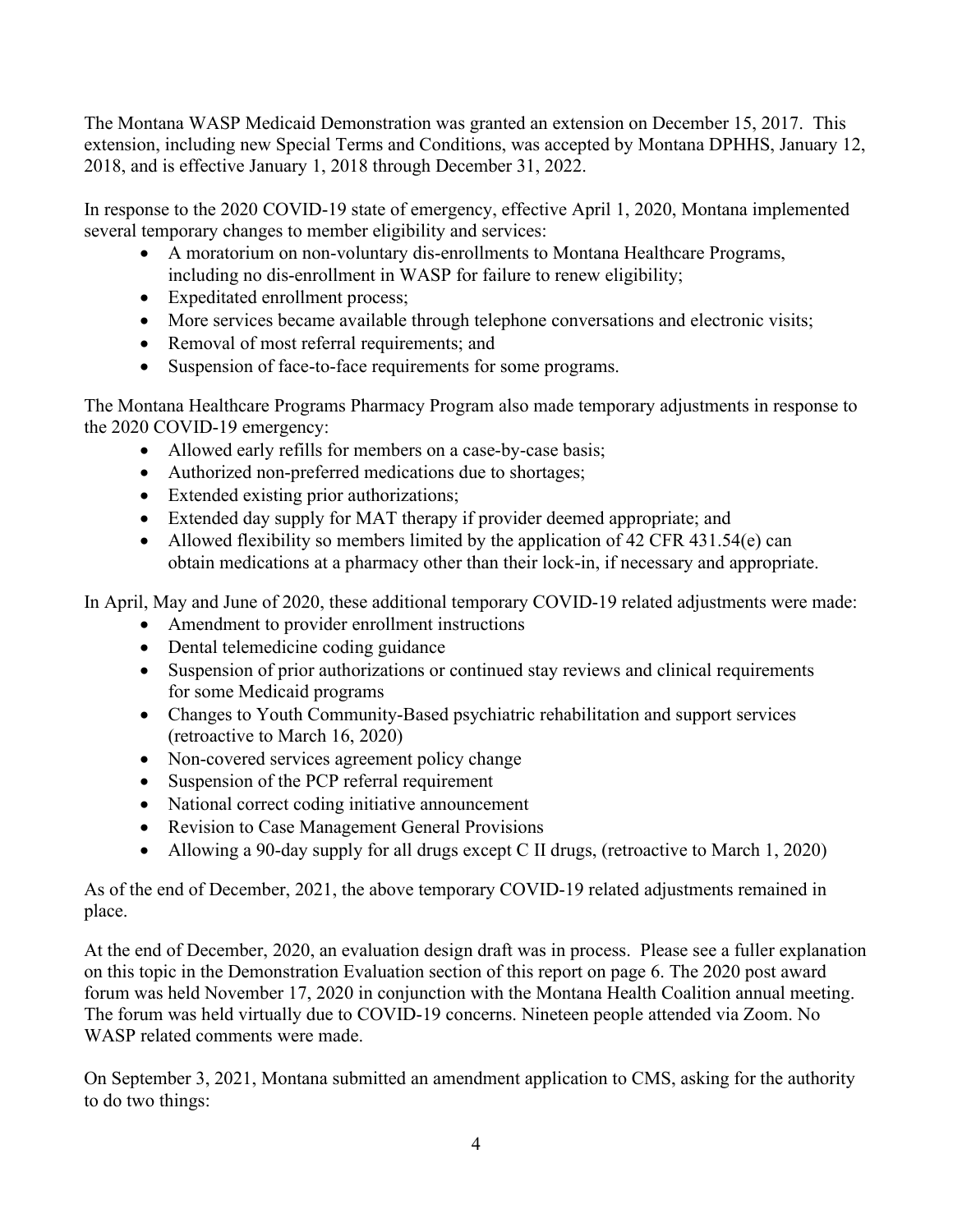The Montana WASP Medicaid Demonstration was granted an extension on December 15, 2017. This extension, including new Special Terms and Conditions, was accepted by Montana DPHHS, January 12, 2018, and is effective January 1, 2018 through December 31, 2022.

In response to the 2020 COVID-19 state of emergency, effective April 1, 2020, Montana implemented several temporary changes to member eligibility and services:

- A moratorium on non-voluntary dis-enrollments to Montana Healthcare Programs, including no dis-enrollment in WASP for failure to renew eligibility;
- Expeditated enrollment process;
- More services became available through telephone conversations and electronic visits;
- Removal of most referral requirements; and
- Suspension of face-to-face requirements for some programs.

The Montana Healthcare Programs Pharmacy Program also made temporary adjustments in response to the 2020 COVID-19 emergency:

- Allowed early refills for members on a case-by-case basis;
- Authorized non-preferred medications due to shortages;
- Extended existing prior authorizations;
- Extended day supply for MAT therapy if provider deemed appropriate; and
- Allowed flexibility so members limited by the application of 42 CFR 431.54(e) can obtain medications at a pharmacy other than their lock-in, if necessary and appropriate.

In April, May and June of 2020, these additional temporary COVID-19 related adjustments were made:

- Amendment to provider enrollment instructions
- Dental telemedicine coding guidance
- Suspension of prior authorizations or continued stay reviews and clinical requirements for some Medicaid programs
- Changes to Youth Community-Based psychiatric rehabilitation and support services (retroactive to March 16, 2020)
- Non-covered services agreement policy change
- Suspension of the PCP referral requirement
- National correct coding initiative announcement
- Revision to Case Management General Provisions
- Allowing a 90-day supply for all drugs except C II drugs, (retroactive to March 1, 2020)

As of the end of December, 2021, the above temporary COVID-19 related adjustments remained in place.

At the end of December, 2020, an evaluation design draft was in process. Please see a fuller explanation on this topic in the Demonstration Evaluation section of this report on page 6. The 2020 post award forum was held November 17, 2020 in conjunction with the Montana Health Coalition annual meeting. The forum was held virtually due to COVID-19 concerns. Nineteen people attended via Zoom. No WASP related comments were made.

On September 3, 2021, Montana submitted an amendment application to CMS, asking for the authority to do two things: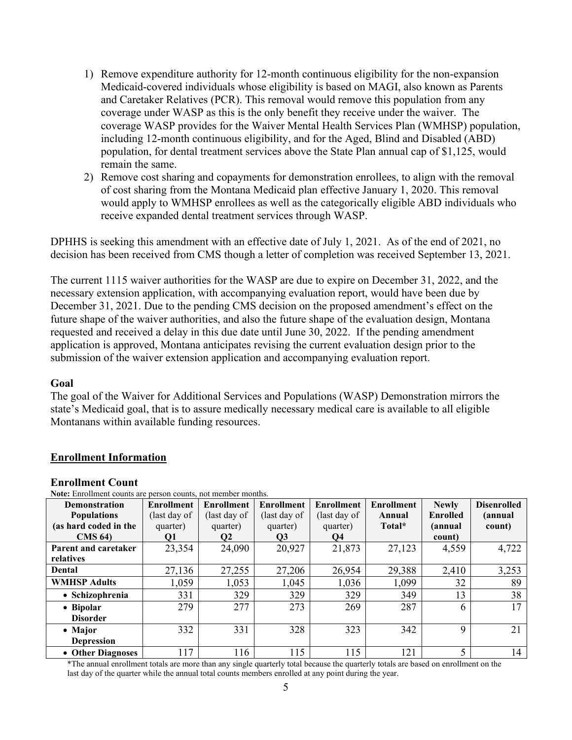1) Remove expenditure authority for 12-month continuous eligibility for the non-expansion Medicaid-covered individuals whose eligibility is based on MAGI, also known as Parents and Caretaker Relatives (PCR). This removal would remove this population from any coverage under WASP as this is the only benefit they receive under the waiver. The coverage WASP provides for the Waiver Mental Health Services Plan (WMHSP) population, including 12-month continuous eligibility, and for the Aged, Blind and Disabled (ABD) population, for dental treatment services above the State Plan annual cap of $1,125, would remain the same.
2) Remove cost sharing and copayments for demonstration enrollees, to align with the removal of cost sharing from the Montana Medicaid plan effective January 1, 2020. This removal would apply to WMHSP enrollees as well as the categorically eligible ABD individuals who receive expanded dental treatment services through WASP.

DPHHS is seeking this amendment with an effective date of July 1, 2021. As of the end of 2021, no decision has been received from CMS though a letter of completion was received September 13, 2021.

The current 1115 waiver authorities for the WASP are due to expire on December 31, 2022, and the necessary extension application, with accompanying evaluation report, would have been due by December 31, 2021. Due to the pending CMS decision on the proposed amendment's effect on the future shape of the waiver authorities, and also the future shape of the evaluation design, Montana requested and received a delay in this due date until June 30, 2022. If the pending amendment application is approved, Montana anticipates revising the current evaluation design prior to the submission of the waiver extension application and accompanying evaluation report.

### Goal

The goal of the Waiver for Additional Services and Populations (WASP) Demonstration mirrors the state's Medicaid goal, that is to assure medically necessary medical care is available to all eligible Montanans within available funding resources.

## Enrollment Information

### Enrollment Count

**Note:** Enrollment counts are person counts, not member months.

| Demonstration Populations (as hard coded in the CMS 64) | Enrollment (last day of quarter) Q1 | Enrollment (last day of quarter) Q2 | Enrollment (last day of quarter) Q3 | Enrollment (last day of quarter) Q4 | Enrollment Annual Total* | Newly Enrolled (annual count) | Disenrolled (annual count) |
|---|---|---|---|---|---|---|---|
| **Parent and caretaker relatives** | 23,354 | 24,090 | 20,927 | 21,873 | 27,123 | 4,559 | 4,722 |
| **Dental** | 27,136 | 27,255 | 27,206 | 26,954 | 29,388 | 2,410 | 3,253 |
| **WMHSP Adults** | 1,059 | 1,053 | 1,045 | 1,036 | 1,099 | 32 | 89 |
| • **Schizophrenia** | 331 | 329 | 329 | 329 | 349 | 13 | 38 |
| • **Bipolar Disorder** | 279 | 277 | 273 | 269 | 287 | 6 | 17 |
| • **Major Depression** | 332 | 331 | 328 | 323 | 342 | 9 | 21 |
| • **Other Diagnoses** | 117 | 116 | 115 | 115 | 121 | 5 | 14 |

*The annual enrollment totals are more than any single quarterly total because the quarterly totals are based on enrollment on the last day of the quarter while the annual total counts members enrolled at any point during the year.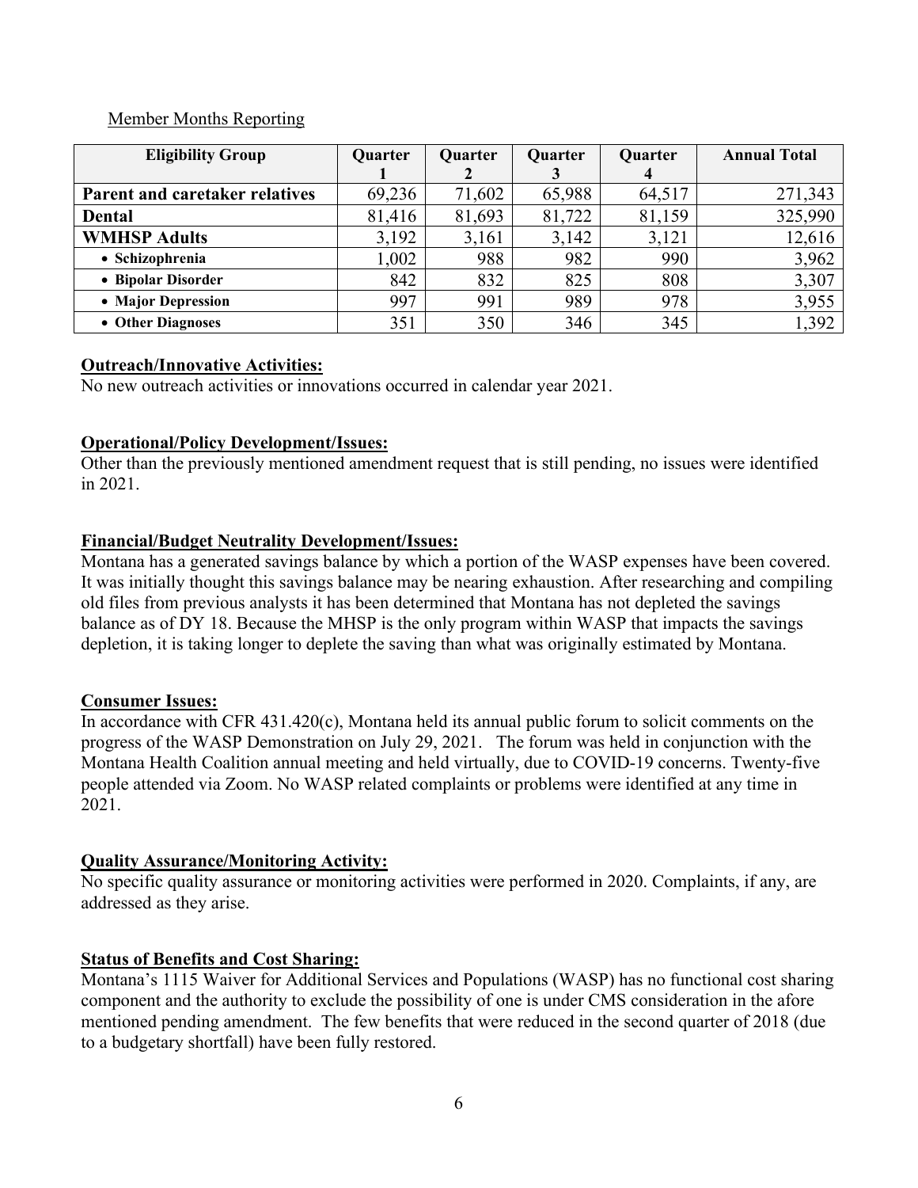Member Months Reporting

| Eligibility Group | Quarter 1 | Quarter 2 | Quarter 3 | Quarter 4 | Annual Total |
|---|---|---|---|---|---|
| **Parent and caretaker relatives** | 69,236 | 71,602 | 65,988 | 64,517 | 271,343 |
| **Dental** | 81,416 | 81,693 | 81,722 | 81,159 | 325,990 |
| **WMHSP Adults** | 3,192 | 3,161 | 3,142 | 3,121 | 12,616 |
| • **Schizophrenia** | 1,002 | 988 | 982 | 990 | 3,962 |
| • **Bipolar Disorder** | 842 | 832 | 825 | 808 | 3,307 |
| • **Major Depression** | 997 | 991 | 989 | 978 | 3,955 |
| • **Other Diagnoses** | 351 | 350 | 346 | 345 | 1,392 |

**Outreach/Innovative Activities:**

No new outreach activities or innovations occurred in calendar year 2021.

**Operational/Policy Development/Issues:**

Other than the previously mentioned amendment request that is still pending, no issues were identified in 2021.

**Financial/Budget Neutrality Development/Issues:**

Montana has a generated savings balance by which a portion of the WASP expenses have been covered. It was initially thought this savings balance may be nearing exhaustion. After researching and compiling old files from previous analysts it has been determined that Montana has not depleted the savings balance as of DY 18. Because the MHSP is the only program within WASP that impacts the savings depletion, it is taking longer to deplete the saving than what was originally estimated by Montana.

**Consumer Issues:**

In accordance with CFR 431.420(c), Montana held its annual public forum to solicit comments on the progress of the WASP Demonstration on July 29, 2021. The forum was held in conjunction with the Montana Health Coalition annual meeting and held virtually, due to COVID-19 concerns. Twenty-five people attended via Zoom. No WASP related complaints or problems were identified at any time in 2021.

**Quality Assurance/Monitoring Activity:**

No specific quality assurance or monitoring activities were performed in 2020. Complaints, if any, are addressed as they arise.

**Status of Benefits and Cost Sharing:**

Montana's 1115 Waiver for Additional Services and Populations (WASP) has no functional cost sharing component and the authority to exclude the possibility of one is under CMS consideration in the afore mentioned pending amendment. The few benefits that were reduced in the second quarter of 2018 (due to a budgetary shortfall) have been fully restored.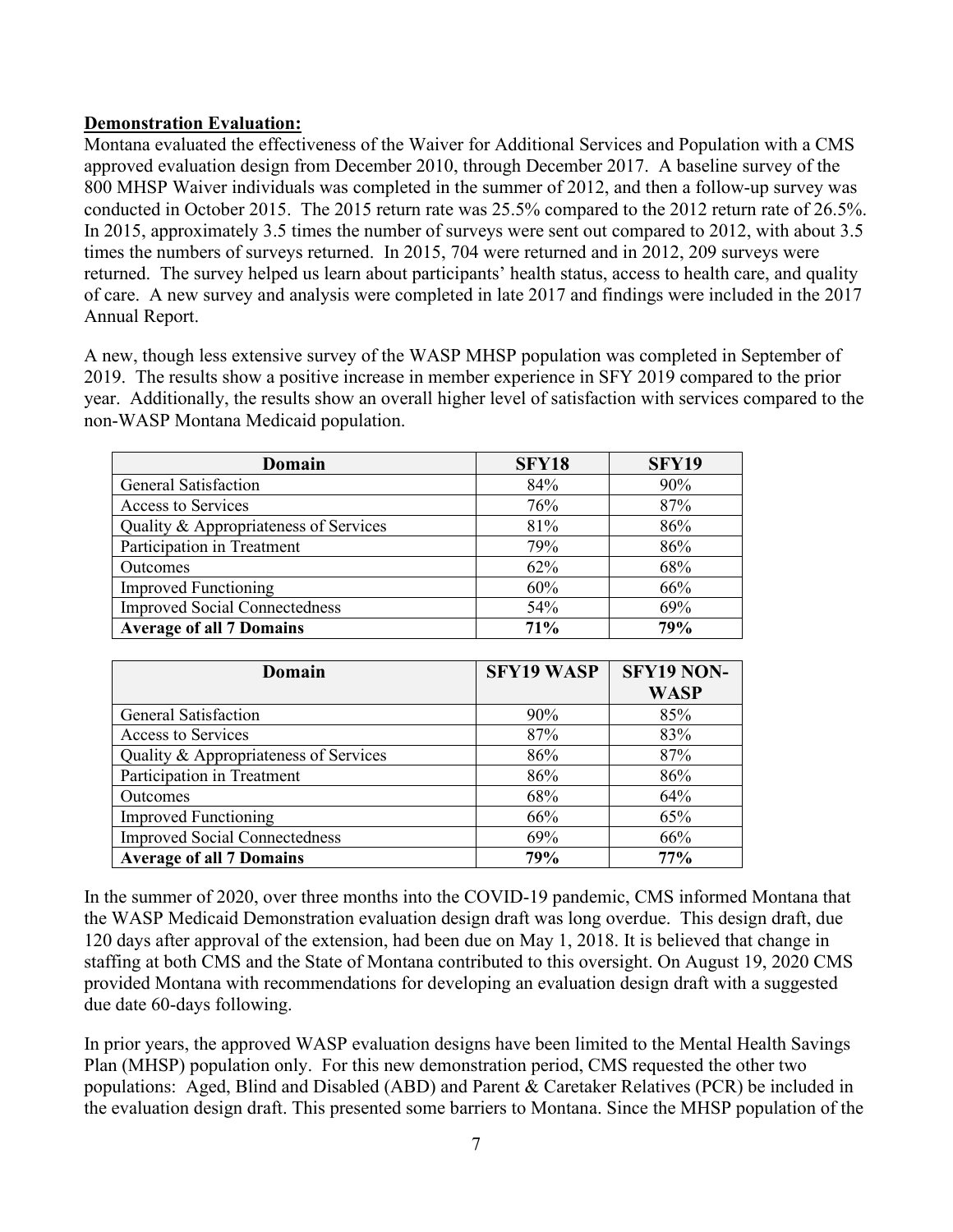**Demonstration Evaluation:**

Montana evaluated the effectiveness of the Waiver for Additional Services and Population with a CMS approved evaluation design from December 2010, through December 2017. A baseline survey of the 800 MHSP Waiver individuals was completed in the summer of 2012, and then a follow-up survey was conducted in October 2015. The 2015 return rate was 25.5% compared to the 2012 return rate of 26.5%. In 2015, approximately 3.5 times the number of surveys were sent out compared to 2012, with about 3.5 times the numbers of surveys returned. In 2015, 704 were returned and in 2012, 209 surveys were returned. The survey helped us learn about participants' health status, access to health care, and quality of care. A new survey and analysis were completed in late 2017 and findings were included in the 2017 Annual Report.

A new, though less extensive survey of the WASP MHSP population was completed in September of 2019. The results show a positive increase in member experience in SFY 2019 compared to the prior year. Additionally, the results show an overall higher level of satisfaction with services compared to the non-WASP Montana Medicaid population.

| Domain | SFY18 | SFY19 |
|---|---|---|
| General Satisfaction | 84% | 90% |
| Access to Services | 76% | 87% |
| Quality & Appropriateness of Services | 81% | 86% |
| Participation in Treatment | 79% | 86% |
| Outcomes | 62% | 68% |
| Improved Functioning | 60% | 66% |
| Improved Social Connectedness | 54% | 69% |
| **Average of all 7 Domains** | **71%** | **79%** |

| Domain | SFY19 WASP | SFY19 NON-WASP |
|---|---|---|
| General Satisfaction | 90% | 85% |
| Access to Services | 87% | 83% |
| Quality & Appropriateness of Services | 86% | 87% |
| Participation in Treatment | 86% | 86% |
| Outcomes | 68% | 64% |
| Improved Functioning | 66% | 65% |
| Improved Social Connectedness | 69% | 66% |
| **Average of all 7 Domains** | **79%** | **77%** |

In the summer of 2020, over three months into the COVID-19 pandemic, CMS informed Montana that the WASP Medicaid Demonstration evaluation design draft was long overdue. This design draft, due 120 days after approval of the extension, had been due on May 1, 2018. It is believed that change in staffing at both CMS and the State of Montana contributed to this oversight. On August 19, 2020 CMS provided Montana with recommendations for developing an evaluation design draft with a suggested due date 60-days following.

In prior years, the approved WASP evaluation designs have been limited to the Mental Health Savings Plan (MHSP) population only. For this new demonstration period, CMS requested the other two populations: Aged, Blind and Disabled (ABD) and Parent & Caretaker Relatives (PCR) be included in the evaluation design draft. This presented some barriers to Montana. Since the MHSP population of the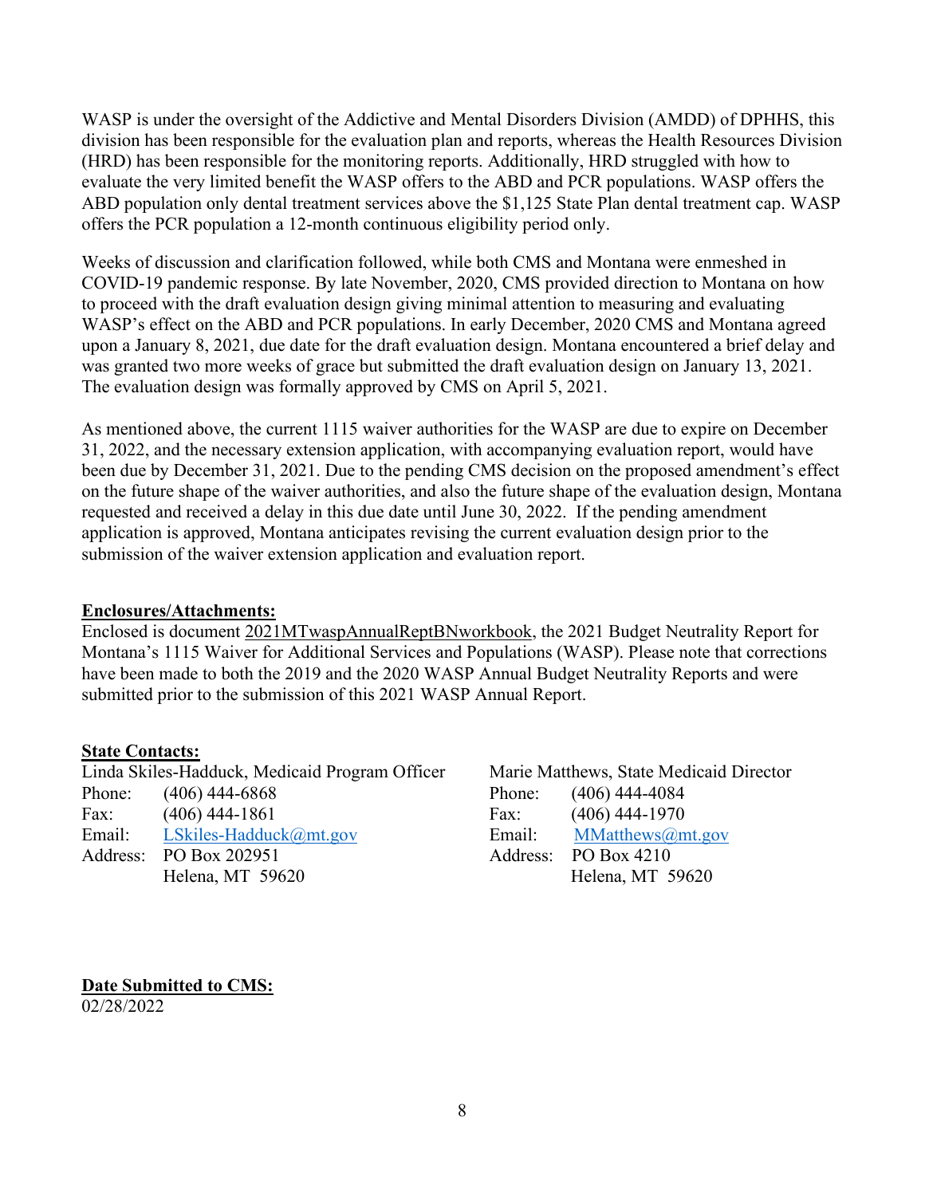WASP is under the oversight of the Addictive and Mental Disorders Division (AMDD) of DPHHS, this division has been responsible for the evaluation plan and reports, whereas the Health Resources Division (HRD) has been responsible for the monitoring reports. Additionally, HRD struggled with how to evaluate the very limited benefit the WASP offers to the ABD and PCR populations. WASP offers the ABD population only dental treatment services above the $1,125 State Plan dental treatment cap. WASP offers the PCR population a 12-month continuous eligibility period only.

Weeks of discussion and clarification followed, while both CMS and Montana were enmeshed in COVID-19 pandemic response. By late November, 2020, CMS provided direction to Montana on how to proceed with the draft evaluation design giving minimal attention to measuring and evaluating WASP's effect on the ABD and PCR populations. In early December, 2020 CMS and Montana agreed upon a January 8, 2021, due date for the draft evaluation design. Montana encountered a brief delay and was granted two more weeks of grace but submitted the draft evaluation design on January 13, 2021. The evaluation design was formally approved by CMS on April 5, 2021.

As mentioned above, the current 1115 waiver authorities for the WASP are due to expire on December 31, 2022, and the necessary extension application, with accompanying evaluation report, would have been due by December 31, 2021. Due to the pending CMS decision on the proposed amendment's effect on the future shape of the waiver authorities, and also the future shape of the evaluation design, Montana requested and received a delay in this due date until June 30, 2022. If the pending amendment application is approved, Montana anticipates revising the current evaluation design prior to the submission of the waiver extension application and evaluation report.

**Enclosures/Attachments:**

Enclosed is document 2021MTwaspAnnualReptBNworkbook, the 2021 Budget Neutrality Report for Montana's 1115 Waiver for Additional Services and Populations (WASP). Please note that corrections have been made to both the 2019 and the 2020 WASP Annual Budget Neutrality Reports and were submitted prior to the submission of this 2021 WASP Annual Report.

**State Contacts:**

Linda Skiles-Hadduck, Medicaid Program Officer
Phone: (406) 444-6868
Fax: (406) 444-1861
Email: LSkiles-Hadduck@mt.gov
Address: PO Box 202951
Helena, MT 59620

Marie Matthews, State Medicaid Director
Phone: (406) 444-4084
Fax: (406) 444-1970
Email: MMatthews@mt.gov
Address: PO Box 4210
Helena, MT 59620

**Date Submitted to CMS:**

02/28/2022